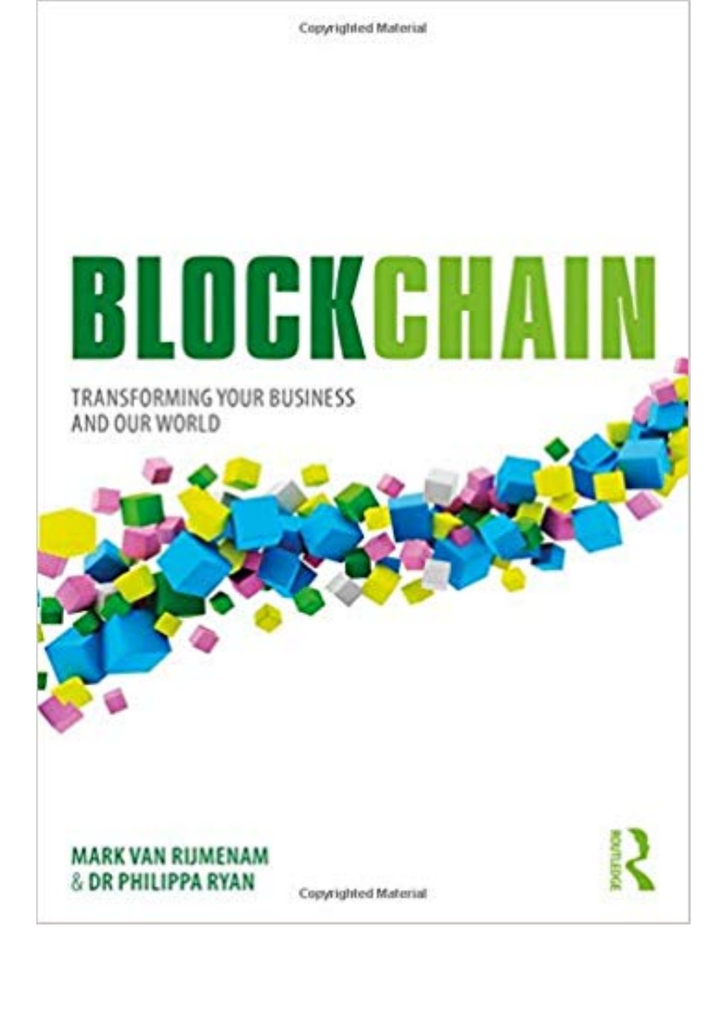# BLOCKCHAIN

## TRANSFORMING YOUR BUSINESS AND OUR WORLD

**MARK VAN RIJMENAM**
**& DR PHILIPPA RYAN**

ROUTLEDGE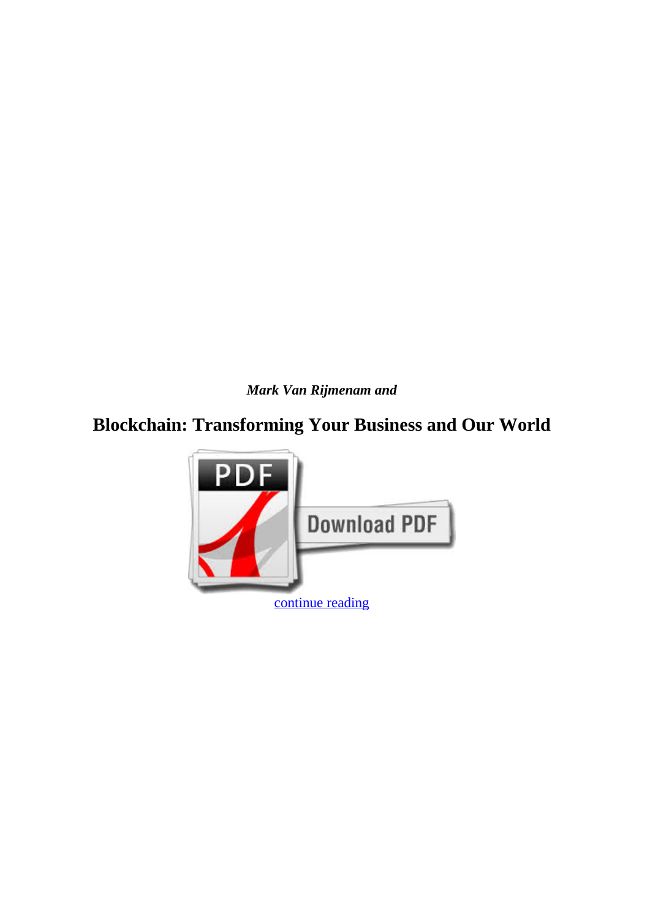***Mark Van Rijmenam and***

# Blockchain: Transforming Your Business and Our World

continue reading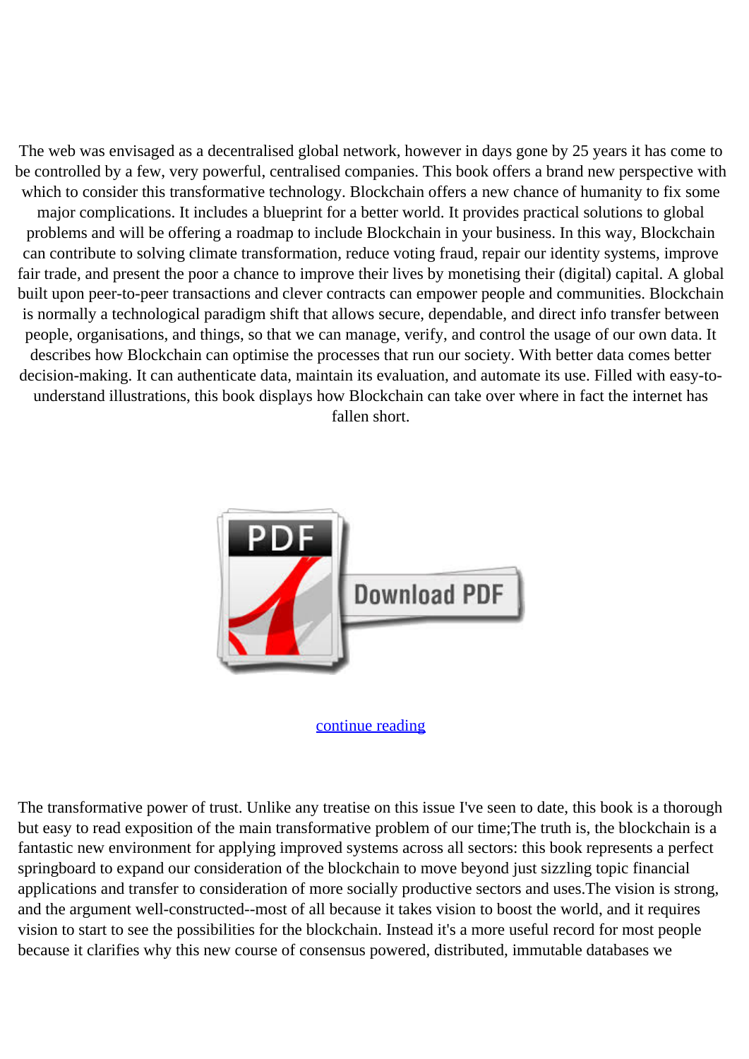The web was envisaged as a decentralised global network, however in days gone by 25 years it has come to be controlled by a few, very powerful, centralised companies. This book offers a brand new perspective with which to consider this transformative technology. Blockchain offers a new chance of humanity to fix some major complications. It includes a blueprint for a better world. It provides practical solutions to global problems and will be offering a roadmap to include Blockchain in your business. In this way, Blockchain can contribute to solving climate transformation, reduce voting fraud, repair our identity systems, improve fair trade, and present the poor a chance to improve their lives by monetising their (digital) capital. A global built upon peer-to-peer transactions and clever contracts can empower people and communities. Blockchain is normally a technological paradigm shift that allows secure, dependable, and direct info transfer between people, organisations, and things, so that we can manage, verify, and control the usage of our own data. It describes how Blockchain can optimise the processes that run our society. With better data comes better decision-making. It can authenticate data, maintain its evaluation, and automate its use. Filled with easy-to-understand illustrations, this book displays how Blockchain can take over where in fact the internet has fallen short.

continue reading

The transformative power of trust. Unlike any treatise on this issue I've seen to date, this book is a thorough but easy to read exposition of the main transformative problem of our time;The truth is, the blockchain is a fantastic new environment for applying improved systems across all sectors: this book represents a perfect springboard to expand our consideration of the blockchain to move beyond just sizzling topic financial applications and transfer to consideration of more socially productive sectors and uses.The vision is strong, and the argument well-constructed--most of all because it takes vision to boost the world, and it requires vision to start to see the possibilities for the blockchain. Instead it's a more useful record for most people because it clarifies why this new course of consensus powered, distributed, immutable databases we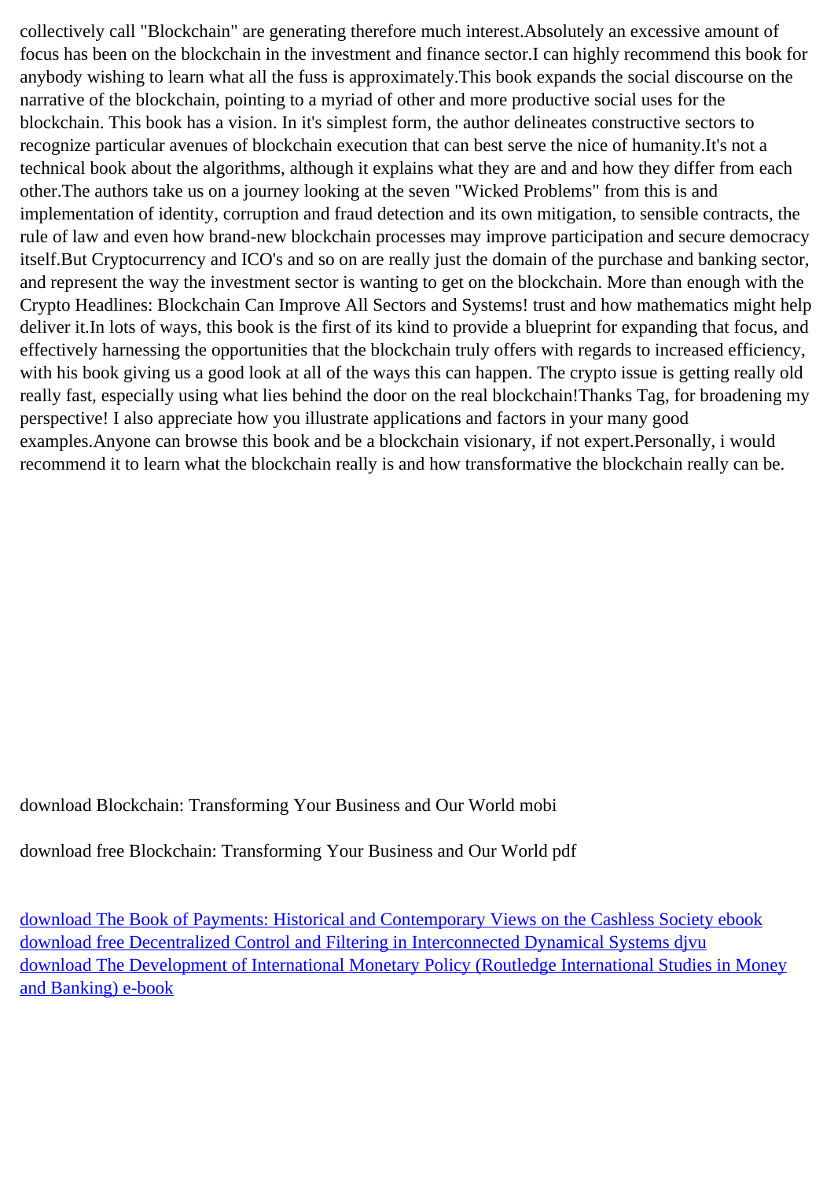collectively call "Blockchain" are generating therefore much interest.Absolutely an excessive amount of focus has been on the blockchain in the investment and finance sector.I can highly recommend this book for anybody wishing to learn what all the fuss is approximately.This book expands the social discourse on the narrative of the blockchain, pointing to a myriad of other and more productive social uses for the blockchain. This book has a vision. In it's simplest form, the author delineates constructive sectors to recognize particular avenues of blockchain execution that can best serve the nice of humanity.It's not a technical book about the algorithms, although it explains what they are and and how they differ from each other.The authors take us on a journey looking at the seven "Wicked Problems" from this is and implementation of identity, corruption and fraud detection and its own mitigation, to sensible contracts, the rule of law and even how brand-new blockchain processes may improve participation and secure democracy itself.But Cryptocurrency and ICO's and so on are really just the domain of the purchase and banking sector, and represent the way the investment sector is wanting to get on the blockchain. More than enough with the Crypto Headlines: Blockchain Can Improve All Sectors and Systems! trust and how mathematics might help deliver it.In lots of ways, this book is the first of its kind to provide a blueprint for expanding that focus, and effectively harnessing the opportunities that the blockchain truly offers with regards to increased efficiency, with his book giving us a good look at all of the ways this can happen. The crypto issue is getting really old really fast, especially using what lies behind the door on the real blockchain!Thanks Tag, for broadening my perspective! I also appreciate how you illustrate applications and factors in your many good examples.Anyone can browse this book and be a blockchain visionary, if not expert.Personally, i would recommend it to learn what the blockchain really is and how transformative the blockchain really can be.

download Blockchain: Transforming Your Business and Our World mobi

download free Blockchain: Transforming Your Business and Our World pdf

download The Book of Payments: Historical and Contemporary Views on the Cashless Society ebook
download free Decentralized Control and Filtering in Interconnected Dynamical Systems djvu
download The Development of International Monetary Policy (Routledge International Studies in Money and Banking) e-book